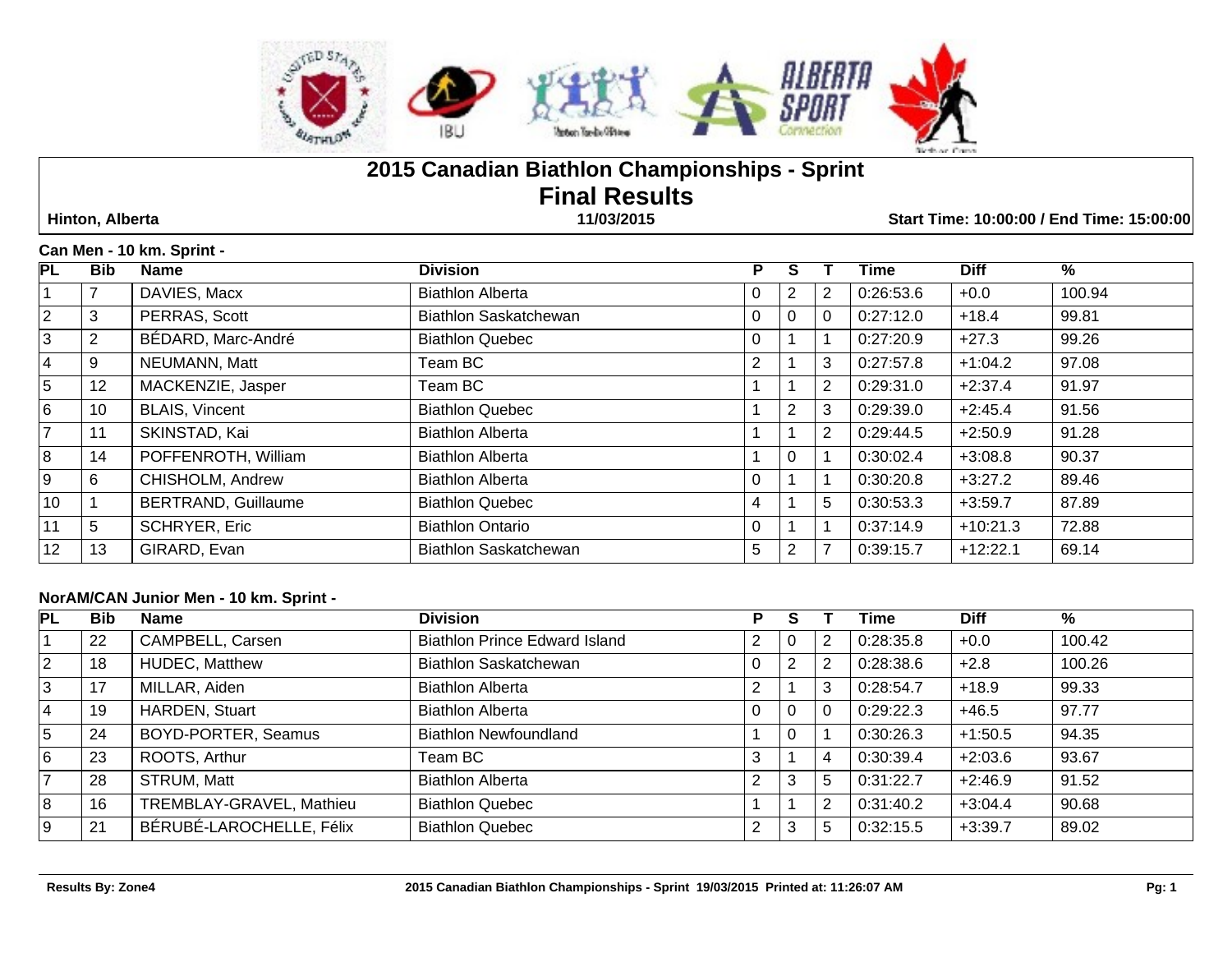# 2015 Canadian Biathlon Championships - Sprint
## Final Results

**Hinton, Alberta** **11/03/2015** **Start Time: 10:00:00 / End Time: 15:00:00**

### Can Men - 10 km. Sprint -

| PL | Bib | Name | Division | P | S | T | Time | Diff | % |
|---|---|---|---|---|---|---|---|---|---|
| 1 | 7 | DAVIES, Macx | Biathlon Alberta | 0 | 2 | 2 | 0:26:53.6 | +0.0 | 100.94 |
| 2 | 3 | PERRAS, Scott | Biathlon Saskatchewan | 0 | 0 | 0 | 0:27:12.0 | +18.4 | 99.81 |
| 3 | 2 | BÉDARD, Marc-André | Biathlon Quebec | 0 | 1 | 1 | 0:27:20.9 | +27.3 | 99.26 |
| 4 | 9 | NEUMANN, Matt | Team BC | 2 | 1 | 3 | 0:27:57.8 | +1:04.2 | 97.08 |
| 5 | 12 | MACKENZIE, Jasper | Team BC | 1 | 1 | 2 | 0:29:31.0 | +2:37.4 | 91.97 |
| 6 | 10 | BLAIS, Vincent | Biathlon Quebec | 1 | 2 | 3 | 0:29:39.0 | +2:45.4 | 91.56 |
| 7 | 11 | SKINSTAD, Kai | Biathlon Alberta | 1 | 1 | 2 | 0:29:44.5 | +2:50.9 | 91.28 |
| 8 | 14 | POFFENROTH, William | Biathlon Alberta | 1 | 0 | 1 | 0:30:02.4 | +3:08.8 | 90.37 |
| 9 | 6 | CHISHOLM, Andrew | Biathlon Alberta | 0 | 1 | 1 | 0:30:20.8 | +3:27.2 | 89.46 |
| 10 | 1 | BERTRAND, Guillaume | Biathlon Quebec | 4 | 1 | 5 | 0:30:53.3 | +3:59.7 | 87.89 |
| 11 | 5 | SCHRYER, Eric | Biathlon Ontario | 0 | 1 | 1 | 0:37:14.9 | +10:21.3 | 72.88 |
| 12 | 13 | GIRARD, Evan | Biathlon Saskatchewan | 5 | 2 | 7 | 0:39:15.7 | +12:22.1 | 69.14 |

### NorAM/CAN Junior Men - 10 km. Sprint -

| PL | Bib | Name | Division | P | S | T | Time | Diff | % |
|---|---|---|---|---|---|---|---|---|---|
| 1 | 22 | CAMPBELL, Carsen | Biathlon Prince Edward Island | 2 | 0 | 2 | 0:28:35.8 | +0.0 | 100.42 |
| 2 | 18 | HUDEC, Matthew | Biathlon Saskatchewan | 0 | 2 | 2 | 0:28:38.6 | +2.8 | 100.26 |
| 3 | 17 | MILLAR, Aiden | Biathlon Alberta | 2 | 1 | 3 | 0:28:54.7 | +18.9 | 99.33 |
| 4 | 19 | HARDEN, Stuart | Biathlon Alberta | 0 | 0 | 0 | 0:29:22.3 | +46.5 | 97.77 |
| 5 | 24 | BOYD-PORTER, Seamus | Biathlon Newfoundland | 1 | 0 | 1 | 0:30:26.3 | +1:50.5 | 94.35 |
| 6 | 23 | ROOTS, Arthur | Team BC | 3 | 1 | 4 | 0:30:39.4 | +2:03.6 | 93.67 |
| 7 | 28 | STRUM, Matt | Biathlon Alberta | 2 | 3 | 5 | 0:31:22.7 | +2:46.9 | 91.52 |
| 8 | 16 | TREMBLAY-GRAVEL, Mathieu | Biathlon Quebec | 1 | 1 | 2 | 0:31:40.2 | +3:04.4 | 90.68 |
| 9 | 21 | BÉRUBÉ-LAROCHELLE, Félix | Biathlon Quebec | 2 | 3 | 5 | 0:32:15.5 | +3:39.7 | 89.02 |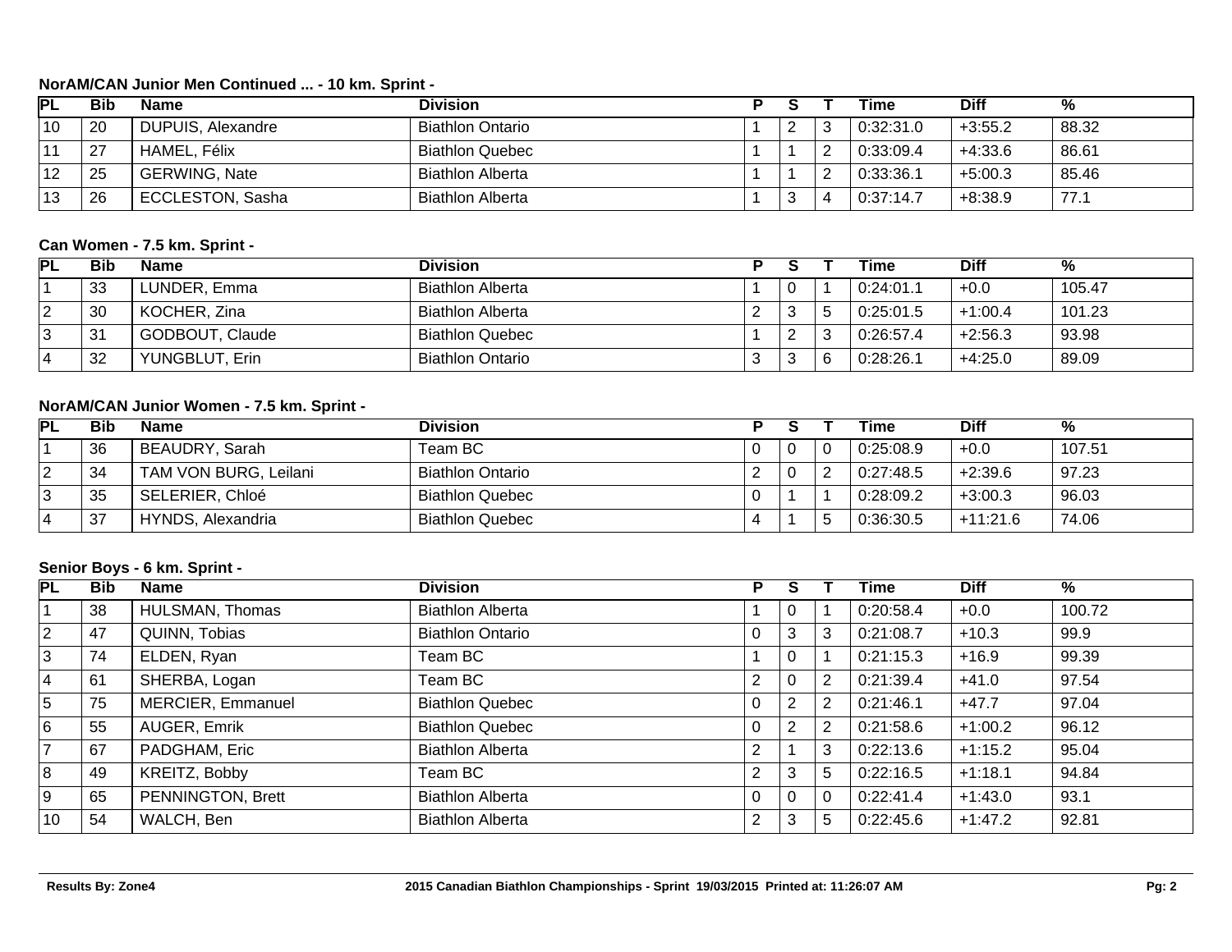### NorAM/CAN Junior Men Continued ... - 10 km. Sprint -

| PL | Bib | Name | Division | P | S | T | Time | Diff | % |
|---|---|---|---|---|---|---|---|---|---|
| 10 | 20 | DUPUIS, Alexandre | Biathlon Ontario | 1 | 2 | 3 | 0:32:31.0 | +3:55.2 | 88.32 |
| 11 | 27 | HAMEL, Félix | Biathlon Quebec | 1 | 1 | 2 | 0:33:09.4 | +4:33.6 | 86.61 |
| 12 | 25 | GERWING, Nate | Biathlon Alberta | 1 | 1 | 2 | 0:33:36.1 | +5:00.3 | 85.46 |
| 13 | 26 | ECCLESTON, Sasha | Biathlon Alberta | 1 | 3 | 4 | 0:37:14.7 | +8:38.9 | 77.1 |

### Can Women - 7.5 km. Sprint -

| PL | Bib | Name | Division | P | S | T | Time | Diff | % |
|---|---|---|---|---|---|---|---|---|---|
| 1 | 33 | LUNDER, Emma | Biathlon Alberta | 1 | 0 | 1 | 0:24:01.1 | +0.0 | 105.47 |
| 2 | 30 | KOCHER, Zina | Biathlon Alberta | 2 | 3 | 5 | 0:25:01.5 | +1:00.4 | 101.23 |
| 3 | 31 | GODBOUT, Claude | Biathlon Quebec | 1 | 2 | 3 | 0:26:57.4 | +2:56.3 | 93.98 |
| 4 | 32 | YUNGBLUT, Erin | Biathlon Ontario | 3 | 3 | 6 | 0:28:26.1 | +4:25.0 | 89.09 |

### NorAM/CAN Junior Women - 7.5 km. Sprint -

| PL | Bib | Name | Division | P | S | T | Time | Diff | % |
|---|---|---|---|---|---|---|---|---|---|
| 1 | 36 | BEAUDRY, Sarah | Team BC | 0 | 0 | 0 | 0:25:08.9 | +0.0 | 107.51 |
| 2 | 34 | TAM VON BURG, Leilani | Biathlon Ontario | 2 | 0 | 2 | 0:27:48.5 | +2:39.6 | 97.23 |
| 3 | 35 | SELERIER, Chloé | Biathlon Quebec | 0 | 1 | 1 | 0:28:09.2 | +3:00.3 | 96.03 |
| 4 | 37 | HYNDS, Alexandria | Biathlon Quebec | 4 | 1 | 5 | 0:36:30.5 | +11:21.6 | 74.06 |

### Senior Boys - 6 km. Sprint -

| PL | Bib | Name | Division | P | S | T | Time | Diff | % |
|---|---|---|---|---|---|---|---|---|---|
| 1 | 38 | HULSMAN, Thomas | Biathlon Alberta | 1 | 0 | 1 | 0:20:58.4 | +0.0 | 100.72 |
| 2 | 47 | QUINN, Tobias | Biathlon Ontario | 0 | 3 | 3 | 0:21:08.7 | +10.3 | 99.9 |
| 3 | 74 | ELDEN, Ryan | Team BC | 1 | 0 | 1 | 0:21:15.3 | +16.9 | 99.39 |
| 4 | 61 | SHERBA, Logan | Team BC | 2 | 0 | 2 | 0:21:39.4 | +41.0 | 97.54 |
| 5 | 75 | MERCIER, Emmanuel | Biathlon Quebec | 0 | 2 | 2 | 0:21:46.1 | +47.7 | 97.04 |
| 6 | 55 | AUGER, Emrik | Biathlon Quebec | 0 | 2 | 2 | 0:21:58.6 | +1:00.2 | 96.12 |
| 7 | 67 | PADGHAM, Eric | Biathlon Alberta | 2 | 1 | 3 | 0:22:13.6 | +1:15.2 | 95.04 |
| 8 | 49 | KREITZ, Bobby | Team BC | 2 | 3 | 5 | 0:22:16.5 | +1:18.1 | 94.84 |
| 9 | 65 | PENNINGTON, Brett | Biathlon Alberta | 0 | 0 | 0 | 0:22:41.4 | +1:43.0 | 93.1 |
| 10 | 54 | WALCH, Ben | Biathlon Alberta | 2 | 3 | 5 | 0:22:45.6 | +1:47.2 | 92.81 |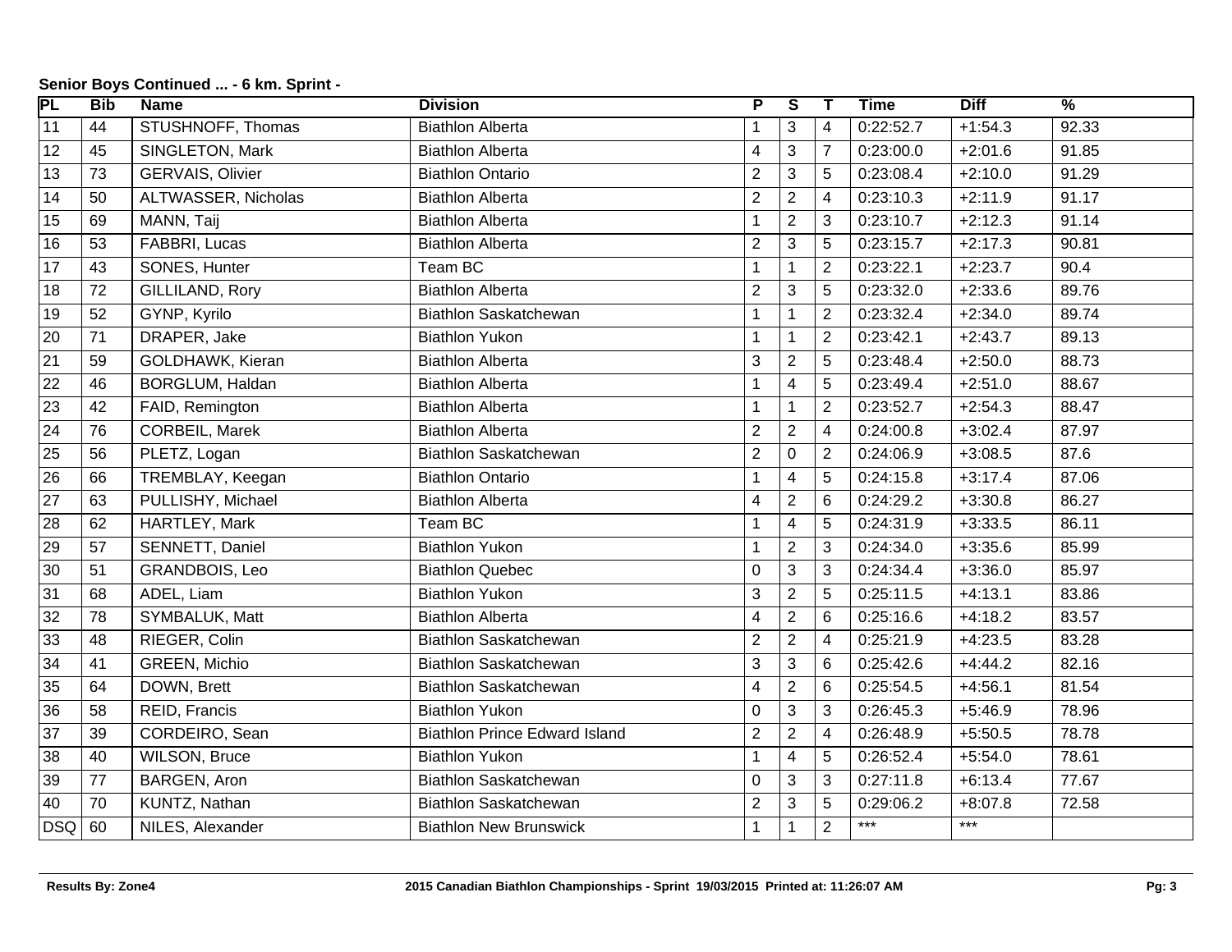**Senior Boys Continued ... - 6 km. Sprint -**

| PL | Bib | Name | Division | P | S | T | Time | Diff | % |
|---|---|---|---|---|---|---|---|---|---|
| 11 | 44 | STUSHNOFF, Thomas | Biathlon Alberta | 1 | 3 | 4 | 0:22:52.7 | +1:54.3 | 92.33 |
| 12 | 45 | SINGLETON, Mark | Biathlon Alberta | 4 | 3 | 7 | 0:23:00.0 | +2:01.6 | 91.85 |
| 13 | 73 | GERVAIS, Olivier | Biathlon Ontario | 2 | 3 | 5 | 0:23:08.4 | +2:10.0 | 91.29 |
| 14 | 50 | ALTWASSER, Nicholas | Biathlon Alberta | 2 | 2 | 4 | 0:23:10.3 | +2:11.9 | 91.17 |
| 15 | 69 | MANN, Taij | Biathlon Alberta | 1 | 2 | 3 | 0:23:10.7 | +2:12.3 | 91.14 |
| 16 | 53 | FABBRI, Lucas | Biathlon Alberta | 2 | 3 | 5 | 0:23:15.7 | +2:17.3 | 90.81 |
| 17 | 43 | SONES, Hunter | Team BC | 1 | 1 | 2 | 0:23:22.1 | +2:23.7 | 90.4 |
| 18 | 72 | GILLILAND, Rory | Biathlon Alberta | 2 | 3 | 5 | 0:23:32.0 | +2:33.6 | 89.76 |
| 19 | 52 | GYNP, Kyrilo | Biathlon Saskatchewan | 1 | 1 | 2 | 0:23:32.4 | +2:34.0 | 89.74 |
| 20 | 71 | DRAPER, Jake | Biathlon Yukon | 1 | 1 | 2 | 0:23:42.1 | +2:43.7 | 89.13 |
| 21 | 59 | GOLDHAWK, Kieran | Biathlon Alberta | 3 | 2 | 5 | 0:23:48.4 | +2:50.0 | 88.73 |
| 22 | 46 | BORGLUM, Haldan | Biathlon Alberta | 1 | 4 | 5 | 0:23:49.4 | +2:51.0 | 88.67 |
| 23 | 42 | FAID, Remington | Biathlon Alberta | 1 | 1 | 2 | 0:23:52.7 | +2:54.3 | 88.47 |
| 24 | 76 | CORBEIL, Marek | Biathlon Alberta | 2 | 2 | 4 | 0:24:00.8 | +3:02.4 | 87.97 |
| 25 | 56 | PLETZ, Logan | Biathlon Saskatchewan | 2 | 0 | 2 | 0:24:06.9 | +3:08.5 | 87.6 |
| 26 | 66 | TREMBLAY, Keegan | Biathlon Ontario | 1 | 4 | 5 | 0:24:15.8 | +3:17.4 | 87.06 |
| 27 | 63 | PULLISHY, Michael | Biathlon Alberta | 4 | 2 | 6 | 0:24:29.2 | +3:30.8 | 86.27 |
| 28 | 62 | HARTLEY, Mark | Team BC | 1 | 4 | 5 | 0:24:31.9 | +3:33.5 | 86.11 |
| 29 | 57 | SENNETT, Daniel | Biathlon Yukon | 1 | 2 | 3 | 0:24:34.0 | +3:35.6 | 85.99 |
| 30 | 51 | GRANDBOIS, Leo | Biathlon Quebec | 0 | 3 | 3 | 0:24:34.4 | +3:36.0 | 85.97 |
| 31 | 68 | ADEL, Liam | Biathlon Yukon | 3 | 2 | 5 | 0:25:11.5 | +4:13.1 | 83.86 |
| 32 | 78 | SYMBALUK, Matt | Biathlon Alberta | 4 | 2 | 6 | 0:25:16.6 | +4:18.2 | 83.57 |
| 33 | 48 | RIEGER, Colin | Biathlon Saskatchewan | 2 | 2 | 4 | 0:25:21.9 | +4:23.5 | 83.28 |
| 34 | 41 | GREEN, Michio | Biathlon Saskatchewan | 3 | 3 | 6 | 0:25:42.6 | +4:44.2 | 82.16 |
| 35 | 64 | DOWN, Brett | Biathlon Saskatchewan | 4 | 2 | 6 | 0:25:54.5 | +4:56.1 | 81.54 |
| 36 | 58 | REID, Francis | Biathlon Yukon | 0 | 3 | 3 | 0:26:45.3 | +5:46.9 | 78.96 |
| 37 | 39 | CORDEIRO, Sean | Biathlon Prince Edward Island | 2 | 2 | 4 | 0:26:48.9 | +5:50.5 | 78.78 |
| 38 | 40 | WILSON, Bruce | Biathlon Yukon | 1 | 4 | 5 | 0:26:52.4 | +5:54.0 | 78.61 |
| 39 | 77 | BARGEN, Aron | Biathlon Saskatchewan | 0 | 3 | 3 | 0:27:11.8 | +6:13.4 | 77.67 |
| 40 | 70 | KUNTZ, Nathan | Biathlon Saskatchewan | 2 | 3 | 5 | 0:29:06.2 | +8:07.8 | 72.58 |
| DSQ | 60 | NILES, Alexander | Biathlon New Brunswick | 1 | 1 | 2 | *** | *** | |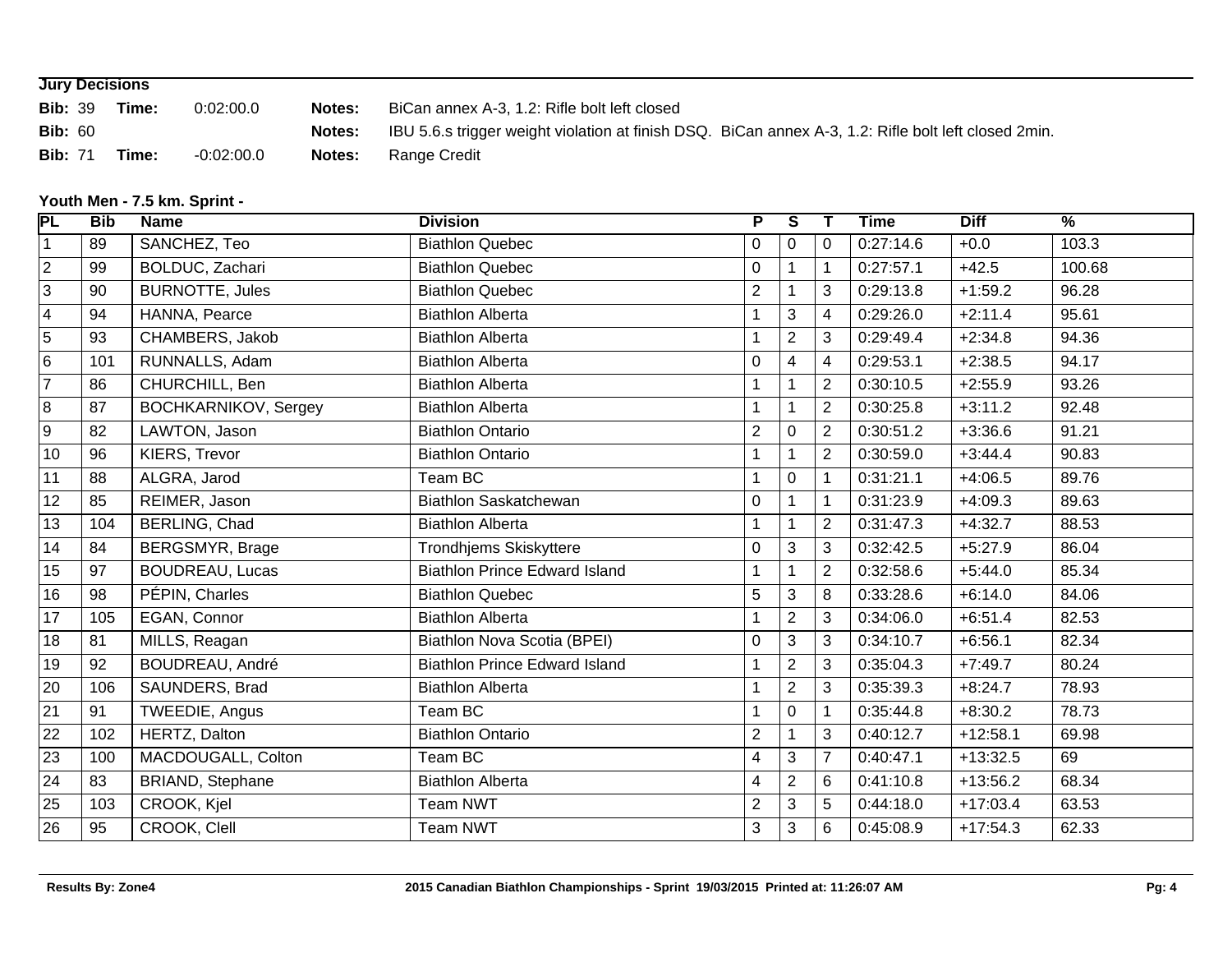## Jury Decisions

**Bib:** 39 **Time:** 0:02:00.0 **Notes:** BiCan annex A-3, 1.2: Rifle bolt left closed

**Bib:** 60 **Notes:** IBU 5.6.s trigger weight violation at finish DSQ. BiCan annex A-3, 1.2: Rifle bolt left closed 2min.

**Bib:** 71 **Time:** -0:02:00.0 **Notes:** Range Credit

### Youth Men - 7.5 km. Sprint -

| PL | Bib | Name | Division | P | S | T | Time | Diff | % |
|---|---|---|---|---|---|---|---|---|---|
| 1 | 89 | SANCHEZ, Teo | Biathlon Quebec | 0 | 0 | 0 | 0:27:14.6 | +0.0 | 103.3 |
| 2 | 99 | BOLDUC, Zachari | Biathlon Quebec | 0 | 1 | 1 | 0:27:57.1 | +42.5 | 100.68 |
| 3 | 90 | BURNOTTE, Jules | Biathlon Quebec | 2 | 1 | 3 | 0:29:13.8 | +1:59.2 | 96.28 |
| 4 | 94 | HANNA, Pearce | Biathlon Alberta | 1 | 3 | 4 | 0:29:26.0 | +2:11.4 | 95.61 |
| 5 | 93 | CHAMBERS, Jakob | Biathlon Alberta | 1 | 2 | 3 | 0:29:49.4 | +2:34.8 | 94.36 |
| 6 | 101 | RUNNALLS, Adam | Biathlon Alberta | 0 | 4 | 4 | 0:29:53.1 | +2:38.5 | 94.17 |
| 7 | 86 | CHURCHILL, Ben | Biathlon Alberta | 1 | 1 | 2 | 0:30:10.5 | +2:55.9 | 93.26 |
| 8 | 87 | BOCHKARNIKOV, Sergey | Biathlon Alberta | 1 | 1 | 2 | 0:30:25.8 | +3:11.2 | 92.48 |
| 9 | 82 | LAWTON, Jason | Biathlon Ontario | 2 | 0 | 2 | 0:30:51.2 | +3:36.6 | 91.21 |
| 10 | 96 | KIERS, Trevor | Biathlon Ontario | 1 | 1 | 2 | 0:30:59.0 | +3:44.4 | 90.83 |
| 11 | 88 | ALGRA, Jarod | Team BC | 1 | 0 | 1 | 0:31:21.1 | +4:06.5 | 89.76 |
| 12 | 85 | REIMER, Jason | Biathlon Saskatchewan | 0 | 1 | 1 | 0:31:23.9 | +4:09.3 | 89.63 |
| 13 | 104 | BERLING, Chad | Biathlon Alberta | 1 | 1 | 2 | 0:31:47.3 | +4:32.7 | 88.53 |
| 14 | 84 | BERGSMYR, Brage | Trondhjems Skiskyttere | 0 | 3 | 3 | 0:32:42.5 | +5:27.9 | 86.04 |
| 15 | 97 | BOUDREAU, Lucas | Biathlon Prince Edward Island | 1 | 1 | 2 | 0:32:58.6 | +5:44.0 | 85.34 |
| 16 | 98 | PÉPIN, Charles | Biathlon Quebec | 5 | 3 | 8 | 0:33:28.6 | +6:14.0 | 84.06 |
| 17 | 105 | EGAN, Connor | Biathlon Alberta | 1 | 2 | 3 | 0:34:06.0 | +6:51.4 | 82.53 |
| 18 | 81 | MILLS, Reagan | Biathlon Nova Scotia (BPEI) | 0 | 3 | 3 | 0:34:10.7 | +6:56.1 | 82.34 |
| 19 | 92 | BOUDREAU, André | Biathlon Prince Edward Island | 1 | 2 | 3 | 0:35:04.3 | +7:49.7 | 80.24 |
| 20 | 106 | SAUNDERS, Brad | Biathlon Alberta | 1 | 2 | 3 | 0:35:39.3 | +8:24.7 | 78.93 |
| 21 | 91 | TWEEDIE, Angus | Team BC | 1 | 0 | 1 | 0:35:44.8 | +8:30.2 | 78.73 |
| 22 | 102 | HERTZ, Dalton | Biathlon Ontario | 2 | 1 | 3 | 0:40:12.7 | +12:58.1 | 69.98 |
| 23 | 100 | MACDOUGALL, Colton | Team BC | 4 | 3 | 7 | 0:40:47.1 | +13:32.5 | 69 |
| 24 | 83 | BRIAND, Stephane | Biathlon Alberta | 4 | 2 | 6 | 0:41:10.8 | +13:56.2 | 68.34 |
| 25 | 103 | CROOK, Kjel | Team NWT | 2 | 3 | 5 | 0:44:18.0 | +17:03.4 | 63.53 |
| 26 | 95 | CROOK, Clell | Team NWT | 3 | 3 | 6 | 0:45:08.9 | +17:54.3 | 62.33 |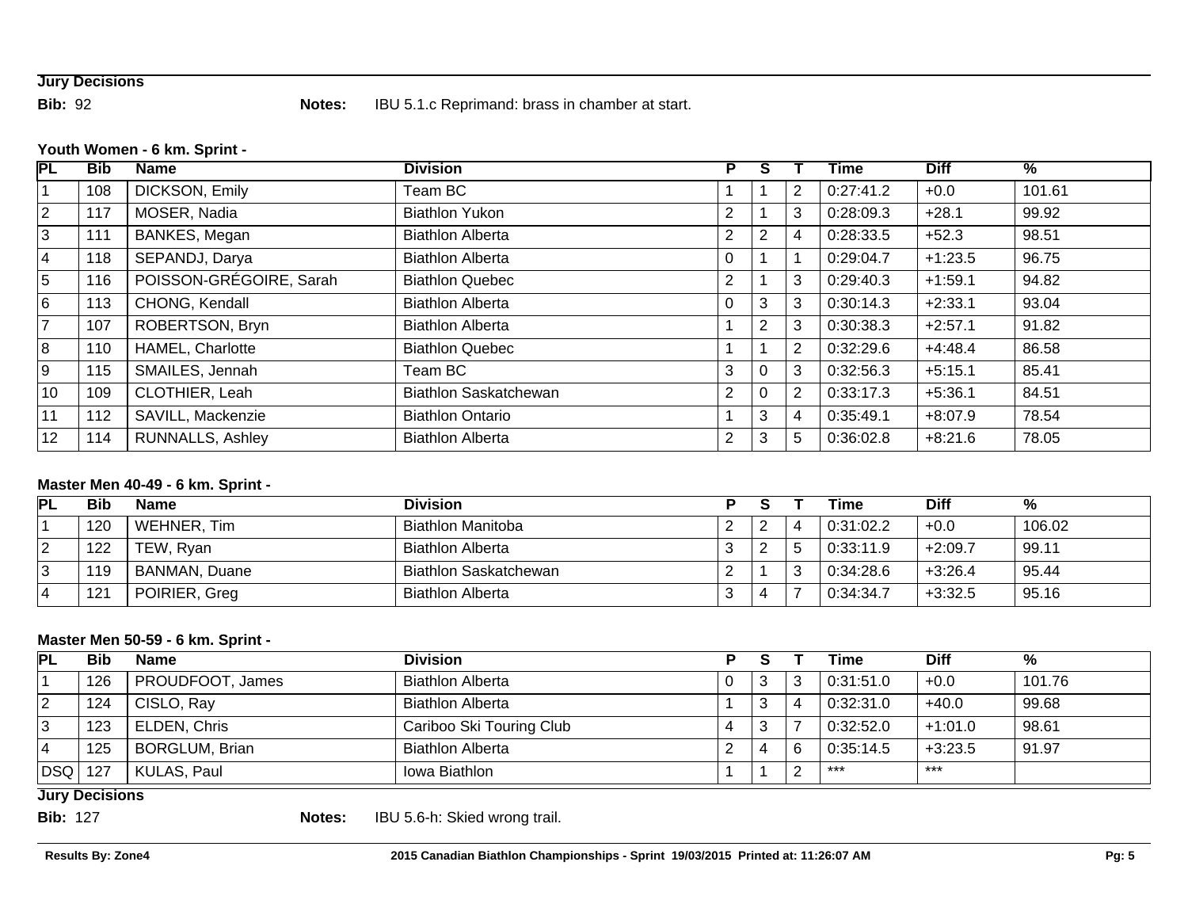**Jury Decisions**

**Bib:** 92 **Notes:** IBU 5.1.c Reprimand: brass in chamber at start.

**Youth Women - 6 km. Sprint -**

| PL | Bib | Name | Division | P | S | T | Time | Diff | % |
|---|---|---|---|---|---|---|---|---|---|
| 1 | 108 | DICKSON, Emily | Team BC | 1 | 1 | 2 | 0:27:41.2 | +0.0 | 101.61 |
| 2 | 117 | MOSER, Nadia | Biathlon Yukon | 2 | 1 | 3 | 0:28:09.3 | +28.1 | 99.92 |
| 3 | 111 | BANKES, Megan | Biathlon Alberta | 2 | 2 | 4 | 0:28:33.5 | +52.3 | 98.51 |
| 4 | 118 | SEPANDJ, Darya | Biathlon Alberta | 0 | 1 | 1 | 0:29:04.7 | +1:23.5 | 96.75 |
| 5 | 116 | POISSON-GRÉGOIRE, Sarah | Biathlon Quebec | 2 | 1 | 3 | 0:29:40.3 | +1:59.1 | 94.82 |
| 6 | 113 | CHONG, Kendall | Biathlon Alberta | 0 | 3 | 3 | 0:30:14.3 | +2:33.1 | 93.04 |
| 7 | 107 | ROBERTSON, Bryn | Biathlon Alberta | 1 | 2 | 3 | 0:30:38.3 | +2:57.1 | 91.82 |
| 8 | 110 | HAMEL, Charlotte | Biathlon Quebec | 1 | 1 | 2 | 0:32:29.6 | +4:48.4 | 86.58 |
| 9 | 115 | SMAILES, Jennah | Team BC | 3 | 0 | 3 | 0:32:56.3 | +5:15.1 | 85.41 |
| 10 | 109 | CLOTHIER, Leah | Biathlon Saskatchewan | 2 | 0 | 2 | 0:33:17.3 | +5:36.1 | 84.51 |
| 11 | 112 | SAVILL, Mackenzie | Biathlon Ontario | 1 | 3 | 4 | 0:35:49.1 | +8:07.9 | 78.54 |
| 12 | 114 | RUNNALLS, Ashley | Biathlon Alberta | 2 | 3 | 5 | 0:36:02.8 | +8:21.6 | 78.05 |

**Master Men 40-49 - 6 km. Sprint -**

| PL | Bib | Name | Division | P | S | T | Time | Diff | % |
|---|---|---|---|---|---|---|---|---|---|
| 1 | 120 | WEHNER, Tim | Biathlon Manitoba | 2 | 2 | 4 | 0:31:02.2 | +0.0 | 106.02 |
| 2 | 122 | TEW, Ryan | Biathlon Alberta | 3 | 2 | 5 | 0:33:11.9 | +2:09.7 | 99.11 |
| 3 | 119 | BANMAN, Duane | Biathlon Saskatchewan | 2 | 1 | 3 | 0:34:28.6 | +3:26.4 | 95.44 |
| 4 | 121 | POIRIER, Greg | Biathlon Alberta | 3 | 4 | 7 | 0:34:34.7 | +3:32.5 | 95.16 |

**Master Men 50-59 - 6 km. Sprint -**

| PL | Bib | Name | Division | P | S | T | Time | Diff | % |
|---|---|---|---|---|---|---|---|---|---|
| 1 | 126 | PROUDFOOT, James | Biathlon Alberta | 0 | 3 | 3 | 0:31:51.0 | +0.0 | 101.76 |
| 2 | 124 | CISLO, Ray | Biathlon Alberta | 1 | 3 | 4 | 0:32:31.0 | +40.0 | 99.68 |
| 3 | 123 | ELDEN, Chris | Cariboo Ski Touring Club | 4 | 3 | 7 | 0:32:52.0 | +1:01.0 | 98.61 |
| 4 | 125 | BORGLUM, Brian | Biathlon Alberta | 2 | 4 | 6 | 0:35:14.5 | +3:23.5 | 91.97 |
| DSQ | 127 | KULAS, Paul | Iowa Biathlon | 1 | 1 | 2 | *** | *** | |

**Jury Decisions**

**Bib:** 127 **Notes:** IBU 5.6-h: Skied wrong trail.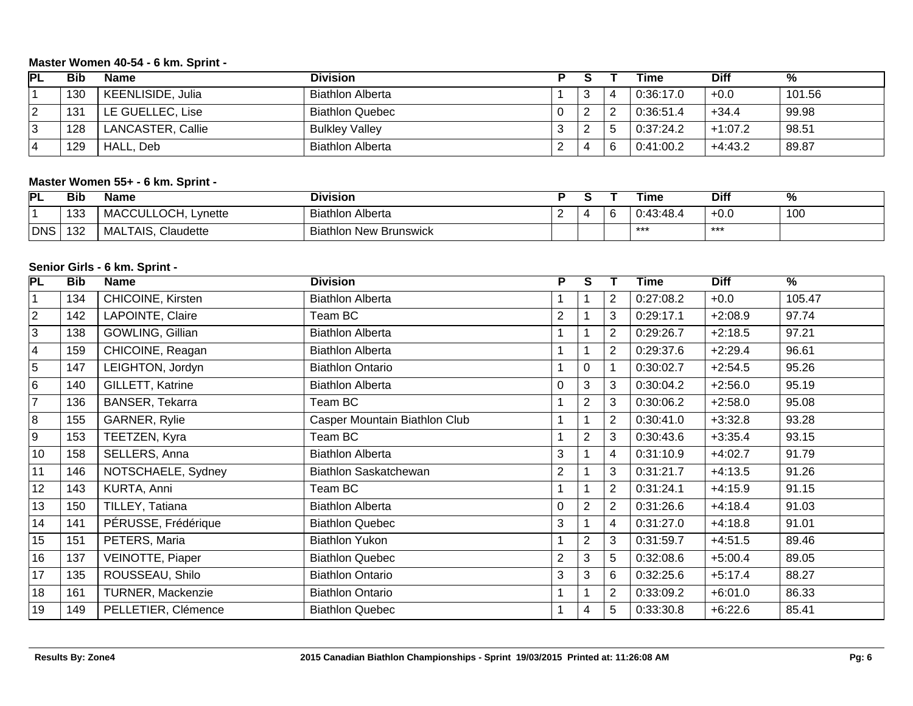### Master Women 40-54 - 6 km. Sprint -

| PL | Bib | Name | Division | P | S | T | Time | Diff | % |
|---|---|---|---|---|---|---|---|---|---|
| 1 | 130 | KEENLISIDE, Julia | Biathlon Alberta | 1 | 3 | 4 | 0:36:17.0 | +0.0 | 101.56 |
| 2 | 131 | LE GUELLEC, Lise | Biathlon Quebec | 0 | 2 | 2 | 0:36:51.4 | +34.4 | 99.98 |
| 3 | 128 | LANCASTER, Callie | Bulkley Valley | 3 | 2 | 5 | 0:37:24.2 | +1:07.2 | 98.51 |
| 4 | 129 | HALL, Deb | Biathlon Alberta | 2 | 4 | 6 | 0:41:00.2 | +4:43.2 | 89.87 |

### Master Women 55+ - 6 km. Sprint -

| PL | Bib | Name | Division | P | S | T | Time | Diff | % |
|---|---|---|---|---|---|---|---|---|---|
| 1 | 133 | MACCULLOCH, Lynette | Biathlon Alberta | 2 | 4 | 6 | 0:43:48.4 | +0.0 | 100 |
| DNS | 132 | MALTAIS, Claudette | Biathlon New Brunswick | | | | *** | *** | |

### Senior Girls - 6 km. Sprint -

| PL | Bib | Name | Division | P | S | T | Time | Diff | % |
|---|---|---|---|---|---|---|---|---|---|
| 1 | 134 | CHICOINE, Kirsten | Biathlon Alberta | 1 | 1 | 2 | 0:27:08.2 | +0.0 | 105.47 |
| 2 | 142 | LAPOINTE, Claire | Team BC | 2 | 1 | 3 | 0:29:17.1 | +2:08.9 | 97.74 |
| 3 | 138 | GOWLING, Gillian | Biathlon Alberta | 1 | 1 | 2 | 0:29:26.7 | +2:18.5 | 97.21 |
| 4 | 159 | CHICOINE, Reagan | Biathlon Alberta | 1 | 1 | 2 | 0:29:37.6 | +2:29.4 | 96.61 |
| 5 | 147 | LEIGHTON, Jordyn | Biathlon Ontario | 1 | 0 | 1 | 0:30:02.7 | +2:54.5 | 95.26 |
| 6 | 140 | GILLETT, Katrine | Biathlon Alberta | 0 | 3 | 3 | 0:30:04.2 | +2:56.0 | 95.19 |
| 7 | 136 | BANSER, Tekarra | Team BC | 1 | 2 | 3 | 0:30:06.2 | +2:58.0 | 95.08 |
| 8 | 155 | GARNER, Rylie | Casper Mountain Biathlon Club | 1 | 1 | 2 | 0:30:41.0 | +3:32.8 | 93.28 |
| 9 | 153 | TEETZEN, Kyra | Team BC | 1 | 2 | 3 | 0:30:43.6 | +3:35.4 | 93.15 |
| 10 | 158 | SELLERS, Anna | Biathlon Alberta | 3 | 1 | 4 | 0:31:10.9 | +4:02.7 | 91.79 |
| 11 | 146 | NOTSCHAELE, Sydney | Biathlon Saskatchewan | 2 | 1 | 3 | 0:31:21.7 | +4:13.5 | 91.26 |
| 12 | 143 | KURTA, Anni | Team BC | 1 | 1 | 2 | 0:31:24.1 | +4:15.9 | 91.15 |
| 13 | 150 | TILLEY, Tatiana | Biathlon Alberta | 0 | 2 | 2 | 0:31:26.6 | +4:18.4 | 91.03 |
| 14 | 141 | PÉRUSSE, Frédérique | Biathlon Quebec | 3 | 1 | 4 | 0:31:27.0 | +4:18.8 | 91.01 |
| 15 | 151 | PETERS, Maria | Biathlon Yukon | 1 | 2 | 3 | 0:31:59.7 | +4:51.5 | 89.46 |
| 16 | 137 | VEINOTTE, Piaper | Biathlon Quebec | 2 | 3 | 5 | 0:32:08.6 | +5:00.4 | 89.05 |
| 17 | 135 | ROUSSEAU, Shilo | Biathlon Ontario | 3 | 3 | 6 | 0:32:25.6 | +5:17.4 | 88.27 |
| 18 | 161 | TURNER, Mackenzie | Biathlon Ontario | 1 | 1 | 2 | 0:33:09.2 | +6:01.0 | 86.33 |
| 19 | 149 | PELLETIER, Clémence | Biathlon Quebec | 1 | 4 | 5 | 0:33:30.8 | +6:22.6 | 85.41 |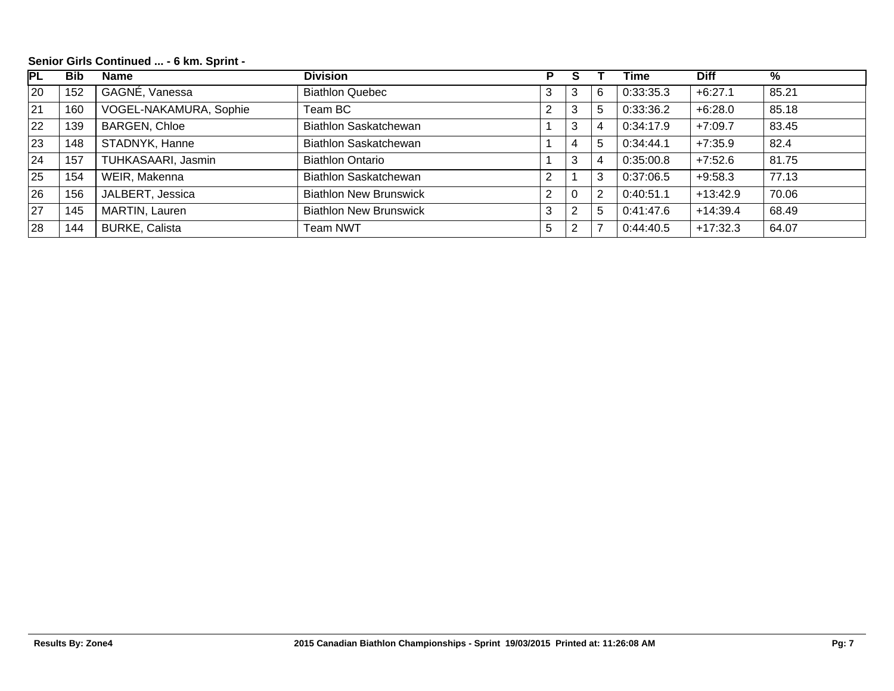**Senior Girls Continued ... - 6 km. Sprint -**

| PL | Bib | Name | Division | P | S | T | Time | Diff | % |
|---|---|---|---|---|---|---|---|---|---|
| 20 | 152 | GAGNÉ, Vanessa | Biathlon Quebec | 3 | 3 | 6 | 0:33:35.3 | +6:27.1 | 85.21 |
| 21 | 160 | VOGEL-NAKAMURA, Sophie | Team BC | 2 | 3 | 5 | 0:33:36.2 | +6:28.0 | 85.18 |
| 22 | 139 | BARGEN, Chloe | Biathlon Saskatchewan | 1 | 3 | 4 | 0:34:17.9 | +7:09.7 | 83.45 |
| 23 | 148 | STADNYK, Hanne | Biathlon Saskatchewan | 1 | 4 | 5 | 0:34:44.1 | +7:35.9 | 82.4 |
| 24 | 157 | TUHKASAARI, Jasmin | Biathlon Ontario | 1 | 3 | 4 | 0:35:00.8 | +7:52.6 | 81.75 |
| 25 | 154 | WEIR, Makenna | Biathlon Saskatchewan | 2 | 1 | 3 | 0:37:06.5 | +9:58.3 | 77.13 |
| 26 | 156 | JALBERT, Jessica | Biathlon New Brunswick | 2 | 0 | 2 | 0:40:51.1 | +13:42.9 | 70.06 |
| 27 | 145 | MARTIN, Lauren | Biathlon New Brunswick | 3 | 2 | 5 | 0:41:47.6 | +14:39.4 | 68.49 |
| 28 | 144 | BURKE, Calista | Team NWT | 5 | 2 | 7 | 0:44:40.5 | +17:32.3 | 64.07 |